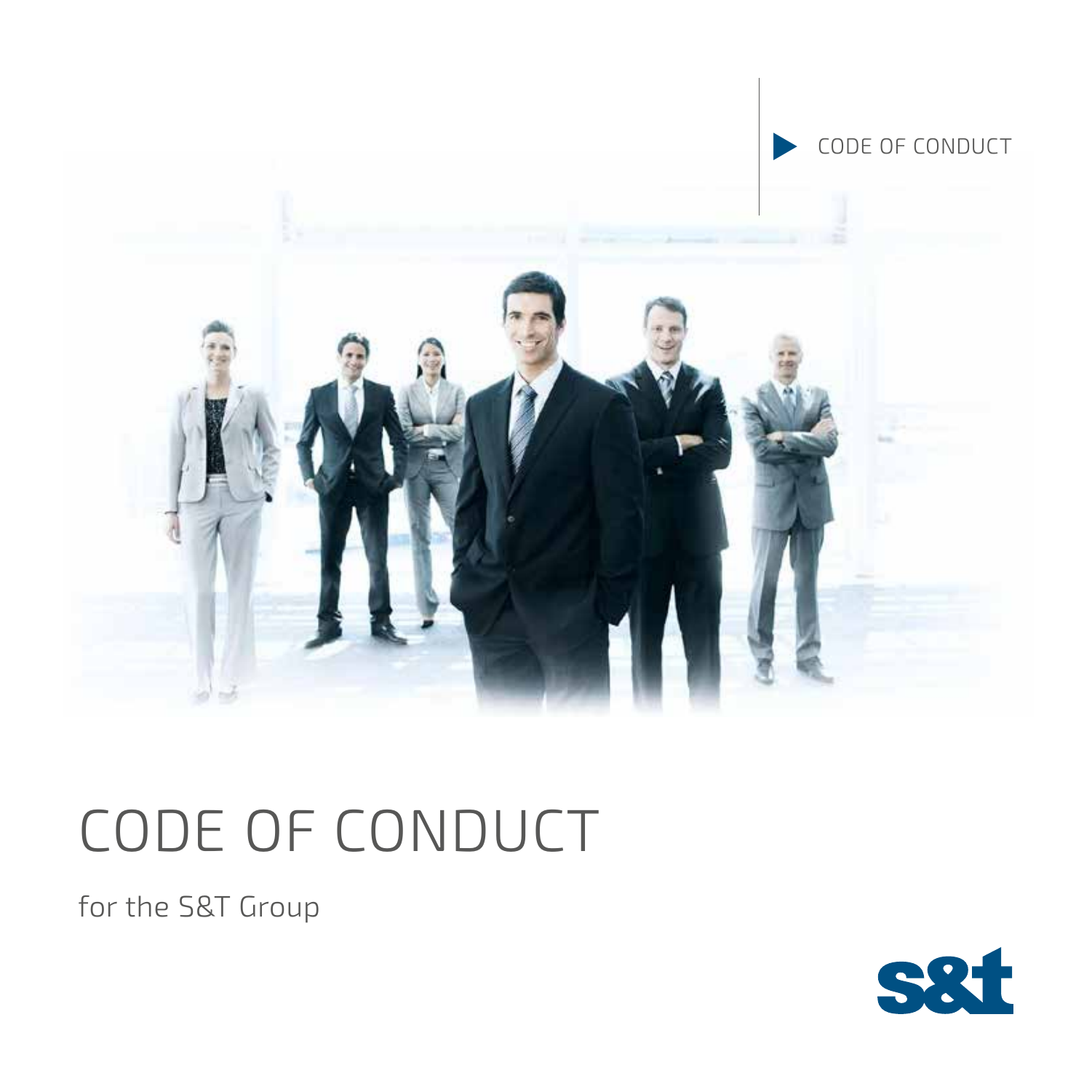CODE OF CONDUCT

# CODE OF CONDUCT

for the S&T Group

s&t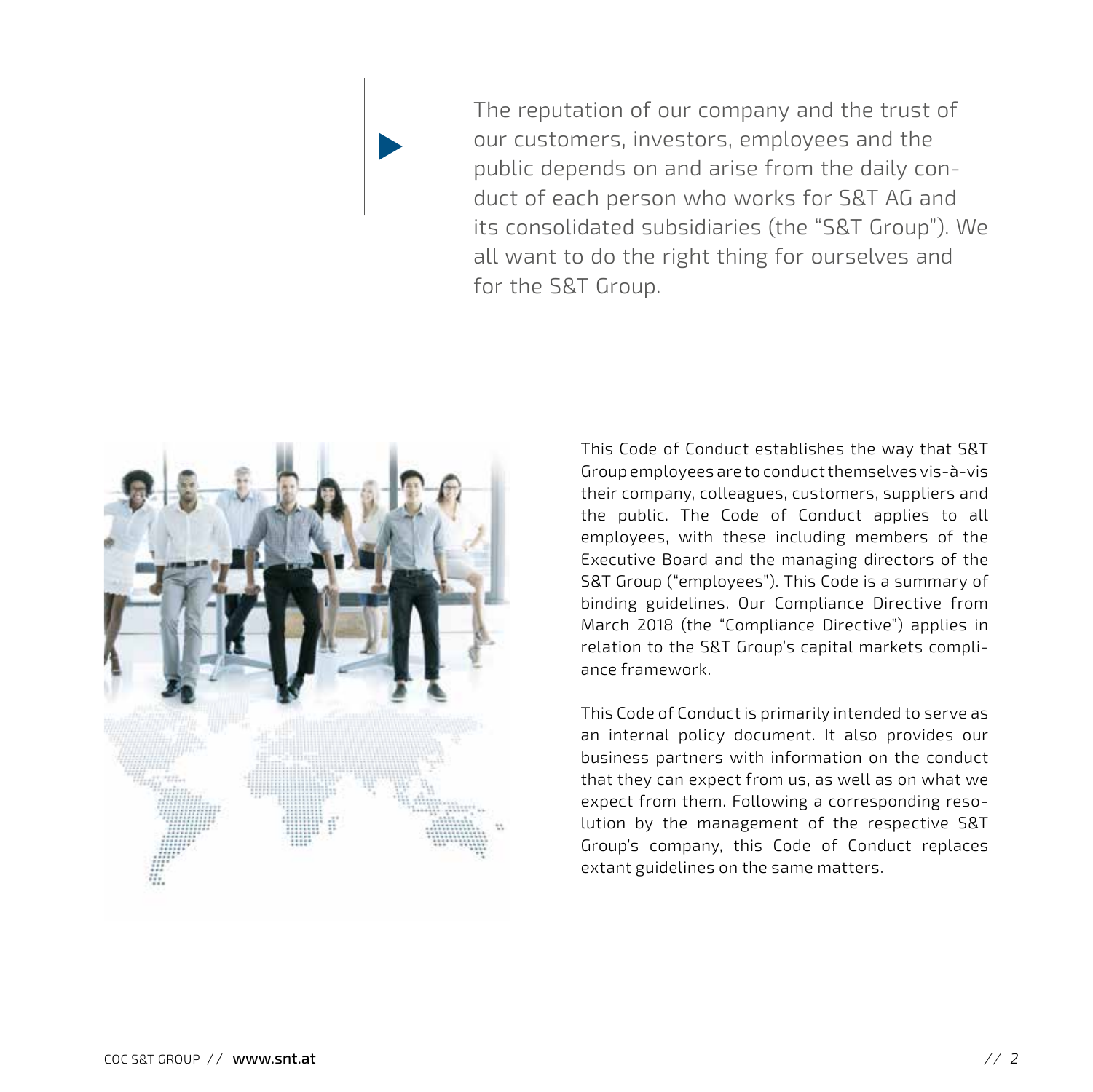The reputation of our company and the trust of our customers, investors, employees and the public depends on and arise from the daily conduct of each person who works for S&T AG and its consolidated subsidiaries (the "S&T Group"). We all want to do the right thing for ourselves and for the S&T Group.

This Code of Conduct establishes the way that S&T Group employees are to conduct themselves vis-à-vis their company, colleagues, customers, suppliers and the public. The Code of Conduct applies to all employees, with these including members of the Executive Board and the managing directors of the S&T Group ("employees"). This Code is a summary of binding guidelines. Our Compliance Directive from March 2018 (the "Compliance Directive") applies in relation to the S&T Group's capital markets compliance framework.

This Code of Conduct is primarily intended to serve as an internal policy document. It also provides our business partners with information on the conduct that they can expect from us, as well as on what we expect from them. Following a corresponding resolution by the management of the respective S&T Group's company, this Code of Conduct replaces extant guidelines on the same matters.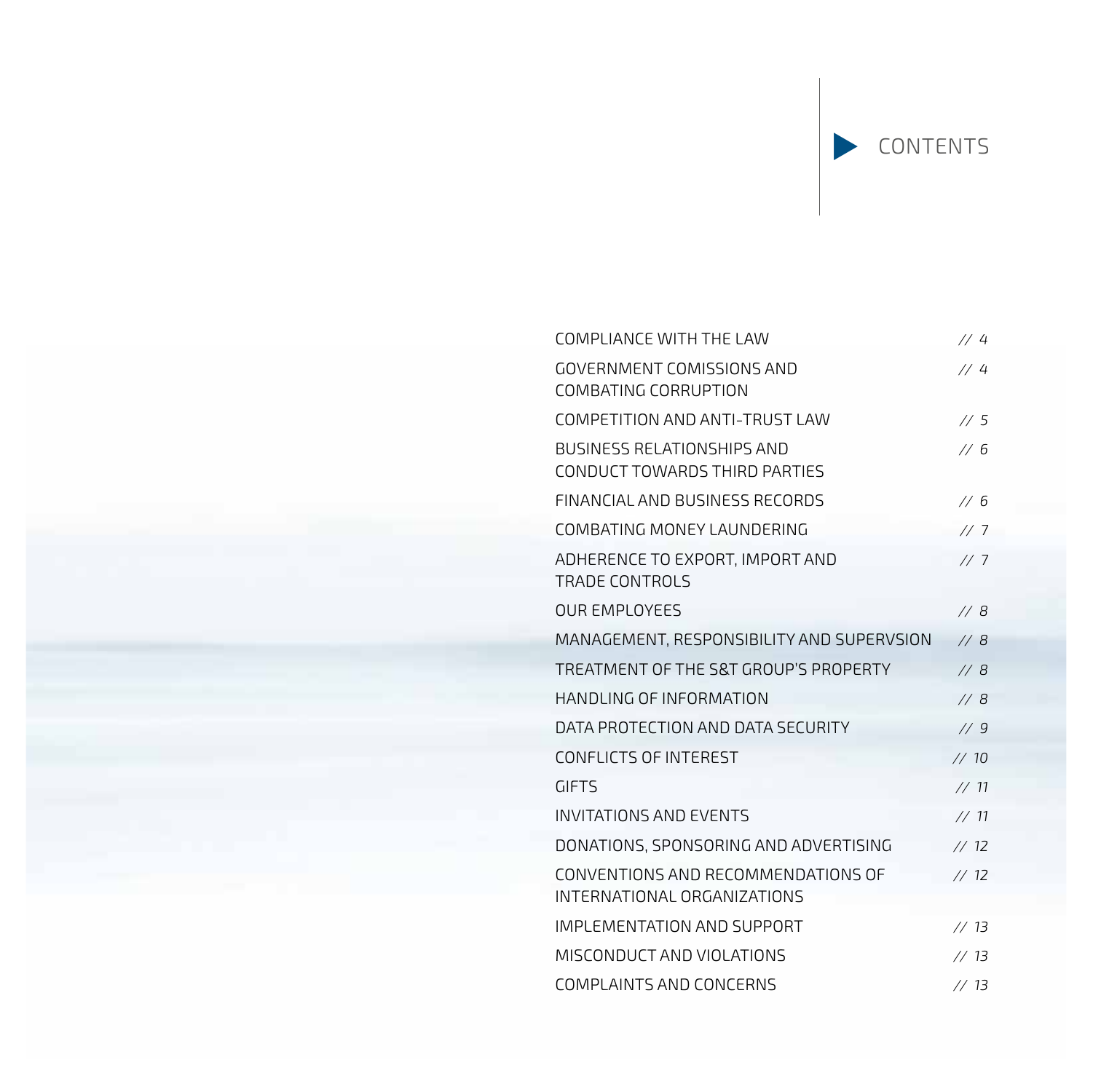# CONTENTS

| | |
|---|---|
| COMPLIANCE WITH THE LAW | // 4 |
| GOVERNMENT COMISSIONS AND COMBATING CORRUPTION | // 4 |
| COMPETITION AND ANTI-TRUST LAW | // 5 |
| BUSINESS RELATIONSHIPS AND CONDUCT TOWARDS THIRD PARTIES | // 6 |
| FINANCIAL AND BUSINESS RECORDS | // 6 |
| COMBATING MONEY LAUNDERING | // 7 |
| ADHERENCE TO EXPORT, IMPORT AND TRADE CONTROLS | // 7 |
| OUR EMPLOYEES | // 8 |
| MANAGEMENT, RESPONSIBILITY AND SUPERVSION | // 8 |
| TREATMENT OF THE S&T GROUP'S PROPERTY | // 8 |
| HANDLING OF INFORMATION | // 8 |
| DATA PROTECTION AND DATA SECURITY | // 9 |
| CONFLICTS OF INTEREST | // 10 |
| GIFTS | // 11 |
| INVITATIONS AND EVENTS | // 11 |
| DONATIONS, SPONSORING AND ADVERTISING | // 12 |
| CONVENTIONS AND RECOMMENDATIONS OF INTERNATIONAL ORGANIZATIONS | // 12 |
| IMPLEMENTATION AND SUPPORT | // 13 |
| MISCONDUCT AND VIOLATIONS | // 13 |
| COMPLAINTS AND CONCERNS | // 13 |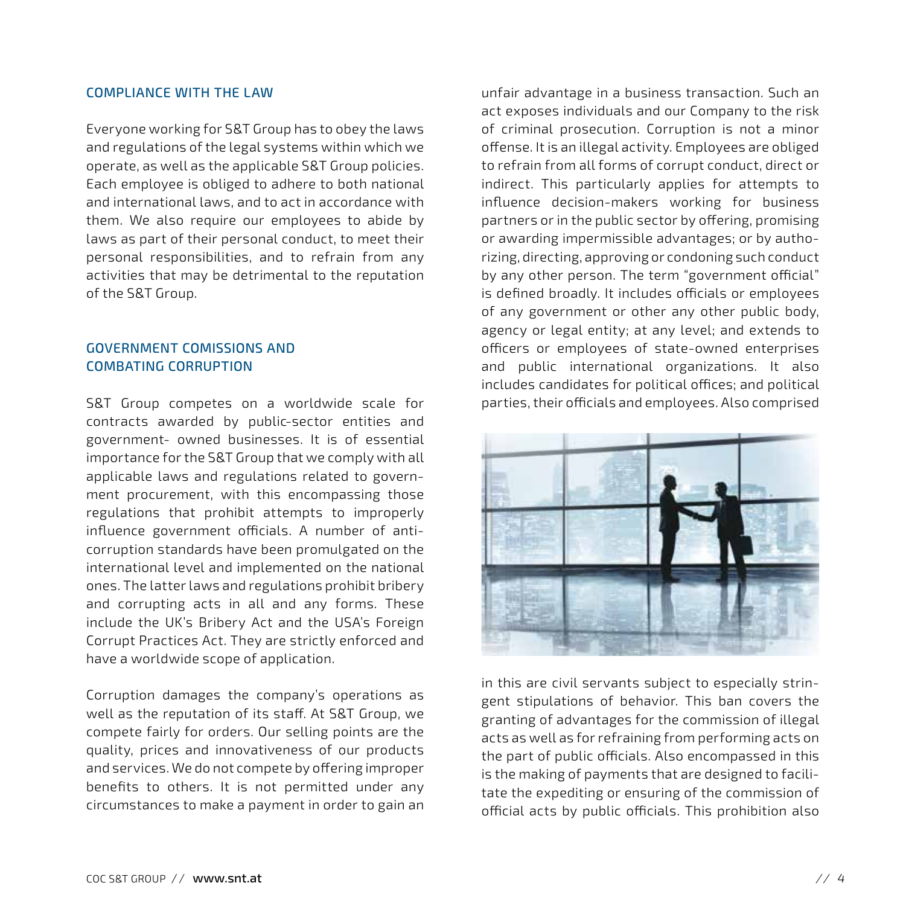## COMPLIANCE WITH THE LAW

Everyone working for S&T Group has to obey the laws and regulations of the legal systems within which we operate, as well as the applicable S&T Group policies. Each employee is obliged to adhere to both national and international laws, and to act in accordance with them. We also require our employees to abide by laws as part of their personal conduct, to meet their personal responsibilities, and to refrain from any activities that may be detrimental to the reputation of the S&T Group.

## GOVERNMENT COMISSIONS AND COMBATING CORRUPTION

S&T Group competes on a worldwide scale for contracts awarded by public-sector entities and government- owned businesses. It is of essential importance for the S&T Group that we comply with all applicable laws and regulations related to government procurement, with this encompassing those regulations that prohibit attempts to improperly influence government officials. A number of anti-corruption standards have been promulgated on the international level and implemented on the national ones. The latter laws and regulations prohibit bribery and corrupting acts in all and any forms. These include the UK's Bribery Act and the USA's Foreign Corrupt Practices Act. They are strictly enforced and have a worldwide scope of application.

Corruption damages the company's operations as well as the reputation of its staff. At S&T Group, we compete fairly for orders. Our selling points are the quality, prices and innovativeness of our products and services. We do not compete by offering improper benefits to others. It is not permitted under any circumstances to make a payment in order to gain an unfair advantage in a business transaction. Such an act exposes individuals and our Company to the risk of criminal prosecution. Corruption is not a minor offense. It is an illegal activity. Employees are obliged to refrain from all forms of corrupt conduct, direct or indirect. This particularly applies for attempts to influence decision-makers working for business partners or in the public sector by offering, promising or awarding impermissible advantages; or by authorizing, directing, approving or condoning such conduct by any other person. The term "government official" is defined broadly. It includes officials or employees of any government or other any other public body, agency or legal entity; at any level; and extends to officers or employees of state-owned enterprises and public international organizations. It also includes candidates for political offices; and political parties, their officials and employees. Also comprised in this are civil servants subject to especially stringent stipulations of behavior. This ban covers the granting of advantages for the commission of illegal acts as well as for refraining from performing acts on the part of public officials. Also encompassed in this is the making of payments that are designed to facilitate the expediting or ensuring of the commission of official acts by public officials. This prohibition also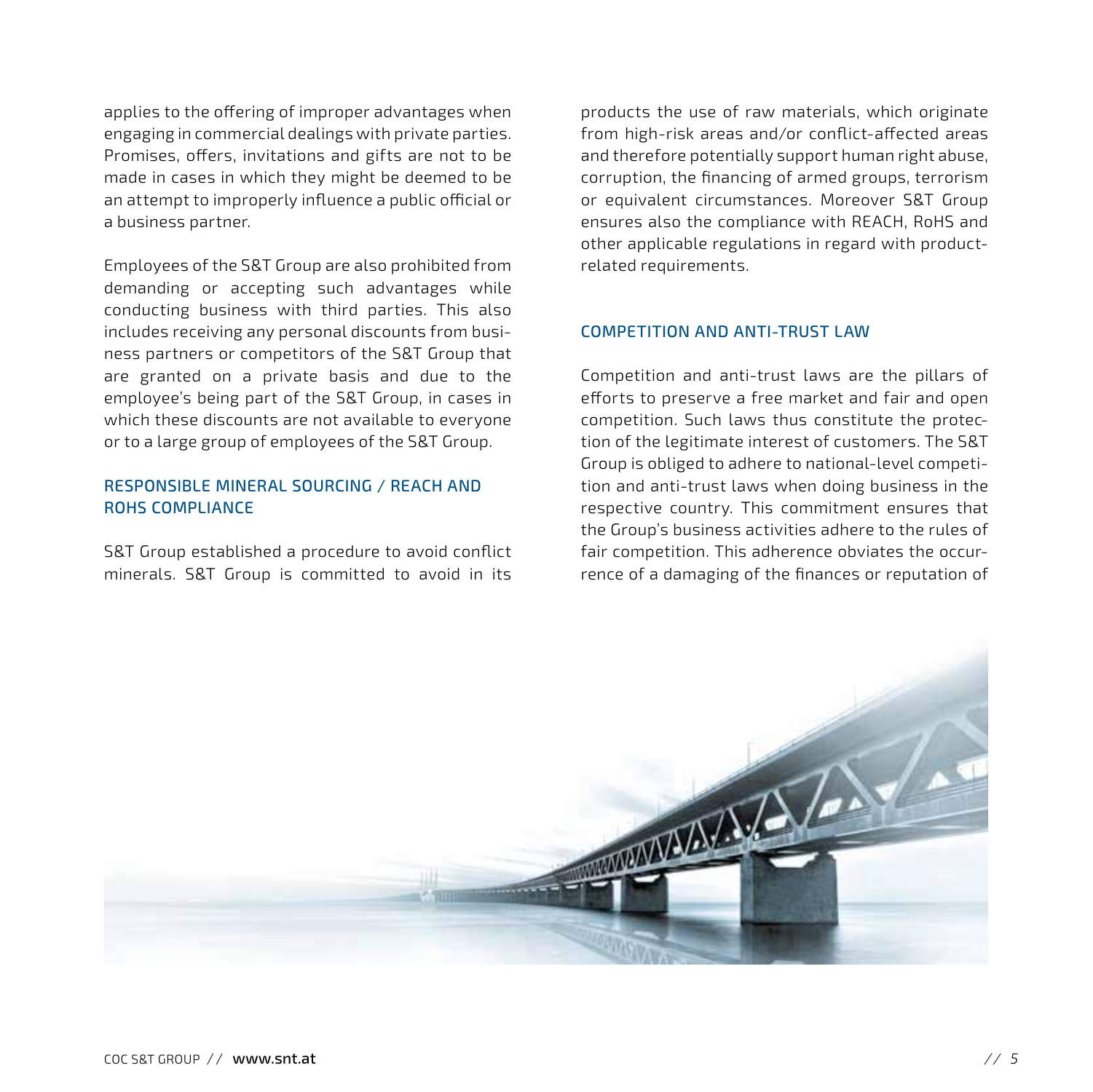applies to the offering of improper advantages when engaging in commercial dealings with private parties. Promises, offers, invitations and gifts are not to be made in cases in which they might be deemed to be an attempt to improperly influence a public official or a business partner.

Employees of the S&T Group are also prohibited from demanding or accepting such advantages while conducting business with third parties. This also includes receiving any personal discounts from business partners or competitors of the S&T Group that are granted on a private basis and due to the employee's being part of the S&T Group, in cases in which these discounts are not available to everyone or to a large group of employees of the S&T Group.

## RESPONSIBLE MINERAL SOURCING / REACH AND ROHS COMPLIANCE

S&T Group established a procedure to avoid conflict minerals. S&T Group is committed to avoid in its products the use of raw materials, which originate from high-risk areas and/or conflict-affected areas and therefore potentially support human right abuse, corruption, the financing of armed groups, terrorism or equivalent circumstances. Moreover S&T Group ensures also the compliance with REACH, RoHS and other applicable regulations in regard with product-related requirements.

## COMPETITION AND ANTI-TRUST LAW

Competition and anti-trust laws are the pillars of efforts to preserve a free market and fair and open competition. Such laws thus constitute the protection of the legitimate interest of customers. The S&T Group is obliged to adhere to national-level competition and anti-trust laws when doing business in the respective country. This commitment ensures that the Group's business activities adhere to the rules of fair competition. This adherence obviates the occurrence of a damaging of the finances or reputation of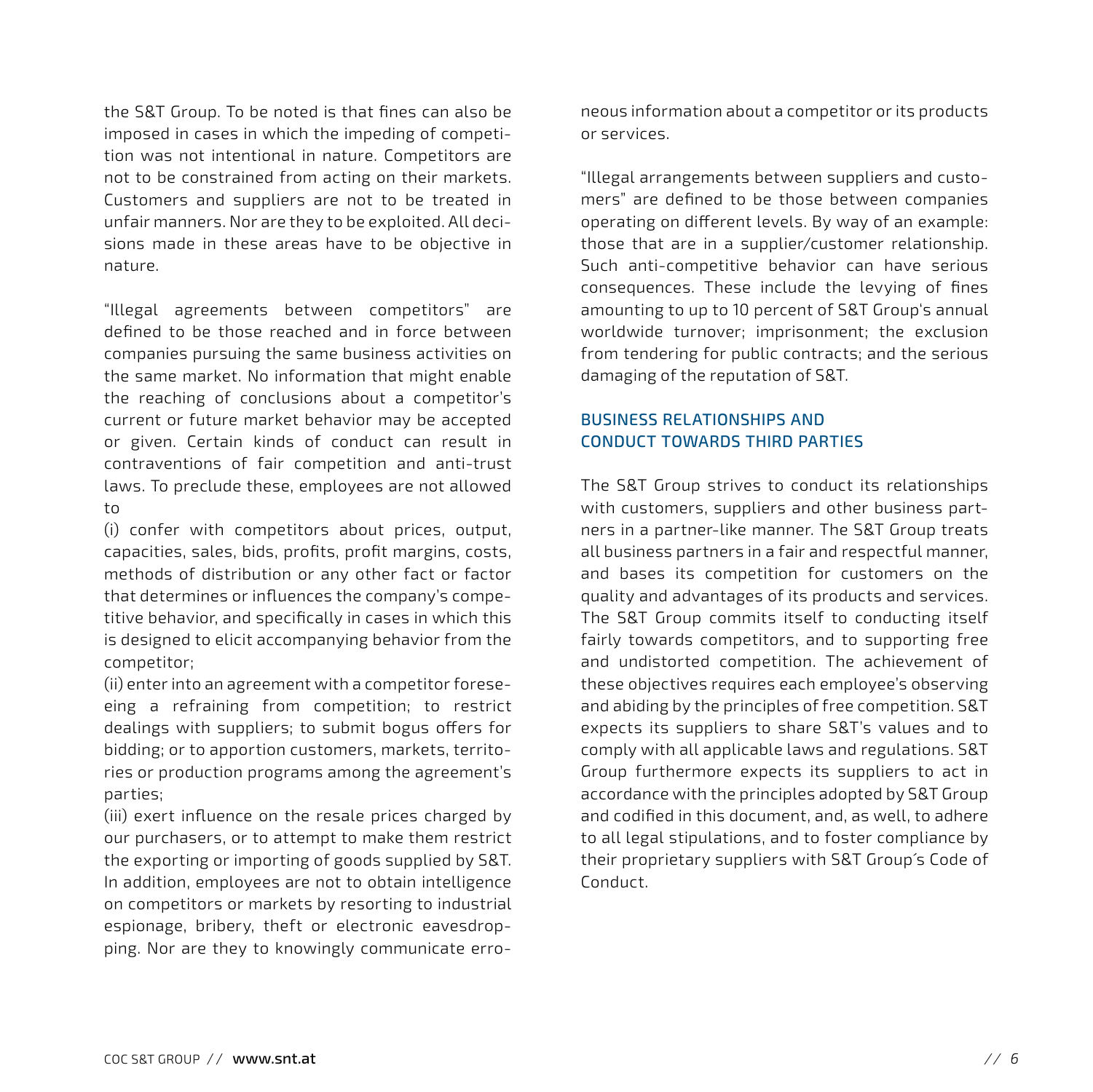the S&T Group. To be noted is that fines can also be imposed in cases in which the impeding of competition was not intentional in nature. Competitors are not to be constrained from acting on their markets. Customers and suppliers are not to be treated in unfair manners. Nor are they to be exploited. All decisions made in these areas have to be objective in nature.

"Illegal agreements between competitors" are defined to be those reached and in force between companies pursuing the same business activities on the same market. No information that might enable the reaching of conclusions about a competitor's current or future market behavior may be accepted or given. Certain kinds of conduct can result in contraventions of fair competition and anti-trust laws. To preclude these, employees are not allowed to

(i) confer with competitors about prices, output, capacities, sales, bids, profits, profit margins, costs, methods of distribution or any other fact or factor that determines or influences the company's competitive behavior, and specifically in cases in which this is designed to elicit accompanying behavior from the competitor;

(ii) enter into an agreement with a competitor foreseeing a refraining from competition; to restrict dealings with suppliers; to submit bogus offers for bidding; or to apportion customers, markets, territories or production programs among the agreement's parties;

(iii) exert influence on the resale prices charged by our purchasers, or to attempt to make them restrict the exporting or importing of goods supplied by S&T.

In addition, employees are not to obtain intelligence on competitors or markets by resorting to industrial espionage, bribery, theft or electronic eavesdropping. Nor are they to knowingly communicate erroneous information about a competitor or its products or services.

"Illegal arrangements between suppliers and customers" are defined to be those between companies operating on different levels. By way of an example: those that are in a supplier/customer relationship. Such anti-competitive behavior can have serious consequences. These include the levying of fines amounting to up to 10 percent of S&T Group's annual worldwide turnover; imprisonment; the exclusion from tendering for public contracts; and the serious damaging of the reputation of S&T.

## BUSINESS RELATIONSHIPS AND CONDUCT TOWARDS THIRD PARTIES

The S&T Group strives to conduct its relationships with customers, suppliers and other business partners in a partner-like manner. The S&T Group treats all business partners in a fair and respectful manner, and bases its competition for customers on the quality and advantages of its products and services. The S&T Group commits itself to conducting itself fairly towards competitors, and to supporting free and undistorted competition. The achievement of these objectives requires each employee's observing and abiding by the principles of free competition. S&T expects its suppliers to share S&T's values and to comply with all applicable laws and regulations. S&T Group furthermore expects its suppliers to act in accordance with the principles adopted by S&T Group and codified in this document, and, as well, to adhere to all legal stipulations, and to foster compliance by their proprietary suppliers with S&T Group´s Code of Conduct.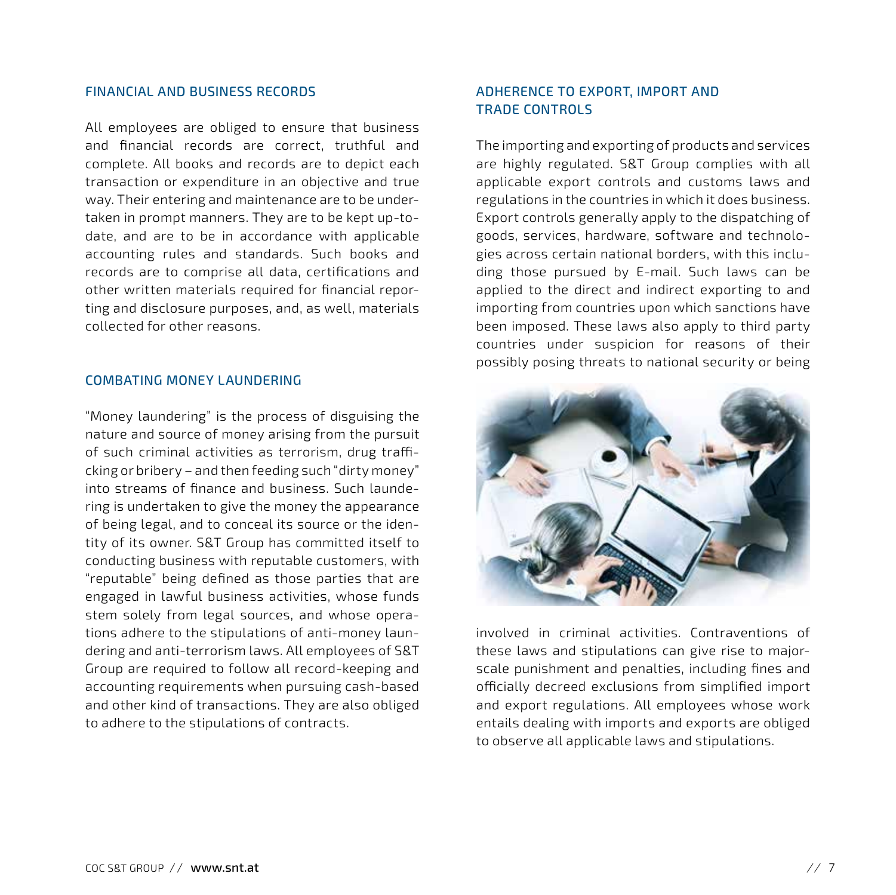## FINANCIAL AND BUSINESS RECORDS

All employees are obliged to ensure that business and financial records are correct, truthful and complete. All books and records are to depict each transaction or expenditure in an objective and true way. Their entering and maintenance are to be undertaken in prompt manners. They are to be kept up-to-date, and are to be in accordance with applicable accounting rules and standards. Such books and records are to comprise all data, certifications and other written materials required for financial reporting and disclosure purposes, and, as well, materials collected for other reasons.

## COMBATING MONEY LAUNDERING

"Money laundering" is the process of disguising the nature and source of money arising from the pursuit of such criminal activities as terrorism, drug trafficking or bribery – and then feeding such "dirty money" into streams of finance and business. Such laundering is undertaken to give the money the appearance of being legal, and to conceal its source or the identity of its owner. S&T Group has committed itself to conducting business with reputable customers, with "reputable" being defined as those parties that are engaged in lawful business activities, whose funds stem solely from legal sources, and whose operations adhere to the stipulations of anti-money laundering and anti-terrorism laws. All employees of S&T Group are required to follow all record-keeping and accounting requirements when pursuing cash-based and other kind of transactions. They are also obliged to adhere to the stipulations of contracts.

## ADHERENCE TO EXPORT, IMPORT AND TRADE CONTROLS

The importing and exporting of products and services are highly regulated. S&T Group complies with all applicable export controls and customs laws and regulations in the countries in which it does business. Export controls generally apply to the dispatching of goods, services, hardware, software and technologies across certain national borders, with this including those pursued by E-mail. Such laws can be applied to the direct and indirect exporting to and importing from countries upon which sanctions have been imposed. These laws also apply to third party countries under suspicion for reasons of their possibly posing threats to national security or being involved in criminal activities. Contraventions of these laws and stipulations can give rise to major-scale punishment and penalties, including fines and officially decreed exclusions from simplified import and export regulations. All employees whose work entails dealing with imports and exports are obliged to observe all applicable laws and stipulations.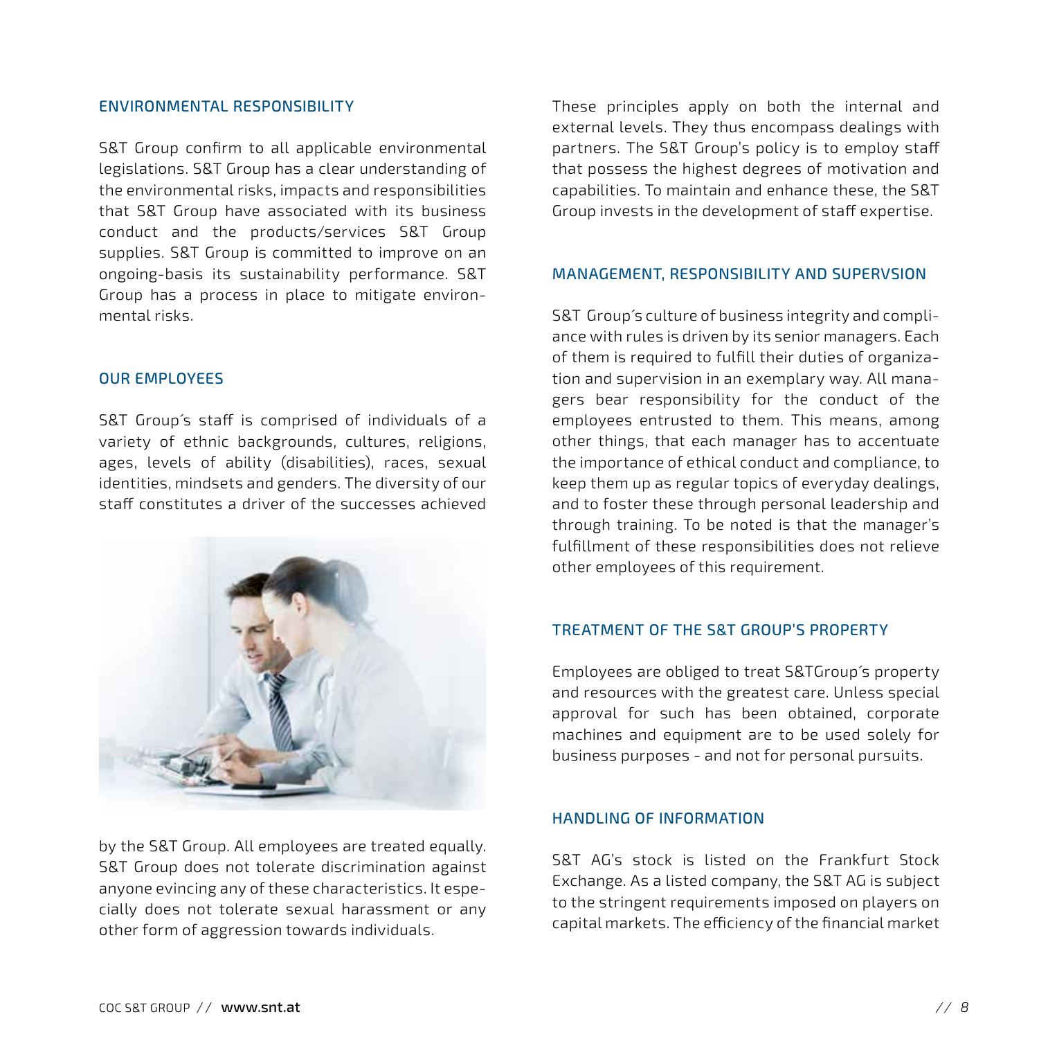## ENVIRONMENTAL RESPONSIBILITY

S&T Group confirm to all applicable environmental legislations. S&T Group has a clear understanding of the environmental risks, impacts and responsibilities that S&T Group have associated with its business conduct and the products/services S&T Group supplies. S&T Group is committed to improve on an ongoing-basis its sustainability performance. S&T Group has a process in place to mitigate environmental risks.

## OUR EMPLOYEES

S&T Group´s staff is comprised of individuals of a variety of ethnic backgrounds, cultures, religions, ages, levels of ability (disabilities), races, sexual identities, mindsets and genders. The diversity of our staff constitutes a driver of the successes achieved by the S&T Group. All employees are treated equally. S&T Group does not tolerate discrimination against anyone evincing any of these characteristics. It especially does not tolerate sexual harassment or any other form of aggression towards individuals.

These principles apply on both the internal and external levels. They thus encompass dealings with partners. The S&T Group's policy is to employ staff that possess the highest degrees of motivation and capabilities. To maintain and enhance these, the S&T Group invests in the development of staff expertise.

## MANAGEMENT, RESPONSIBILITY AND SUPERVSION

S&T Group´s culture of business integrity and compliance with rules is driven by its senior managers. Each of them is required to fulfill their duties of organization and supervision in an exemplary way. All managers bear responsibility for the conduct of the employees entrusted to them. This means, among other things, that each manager has to accentuate the importance of ethical conduct and compliance, to keep them up as regular topics of everyday dealings, and to foster these through personal leadership and through training. To be noted is that the manager's fulfillment of these responsibilities does not relieve other employees of this requirement.

## TREATMENT OF THE S&T GROUP'S PROPERTY

Employees are obliged to treat S&TGroup´s property and resources with the greatest care. Unless special approval for such has been obtained, corporate machines and equipment are to be used solely for business purposes - and not for personal pursuits.

## HANDLING OF INFORMATION

S&T AG's stock is listed on the Frankfurt Stock Exchange. As a listed company, the S&T AG is subject to the stringent requirements imposed on players on capital markets. The efficiency of the financial market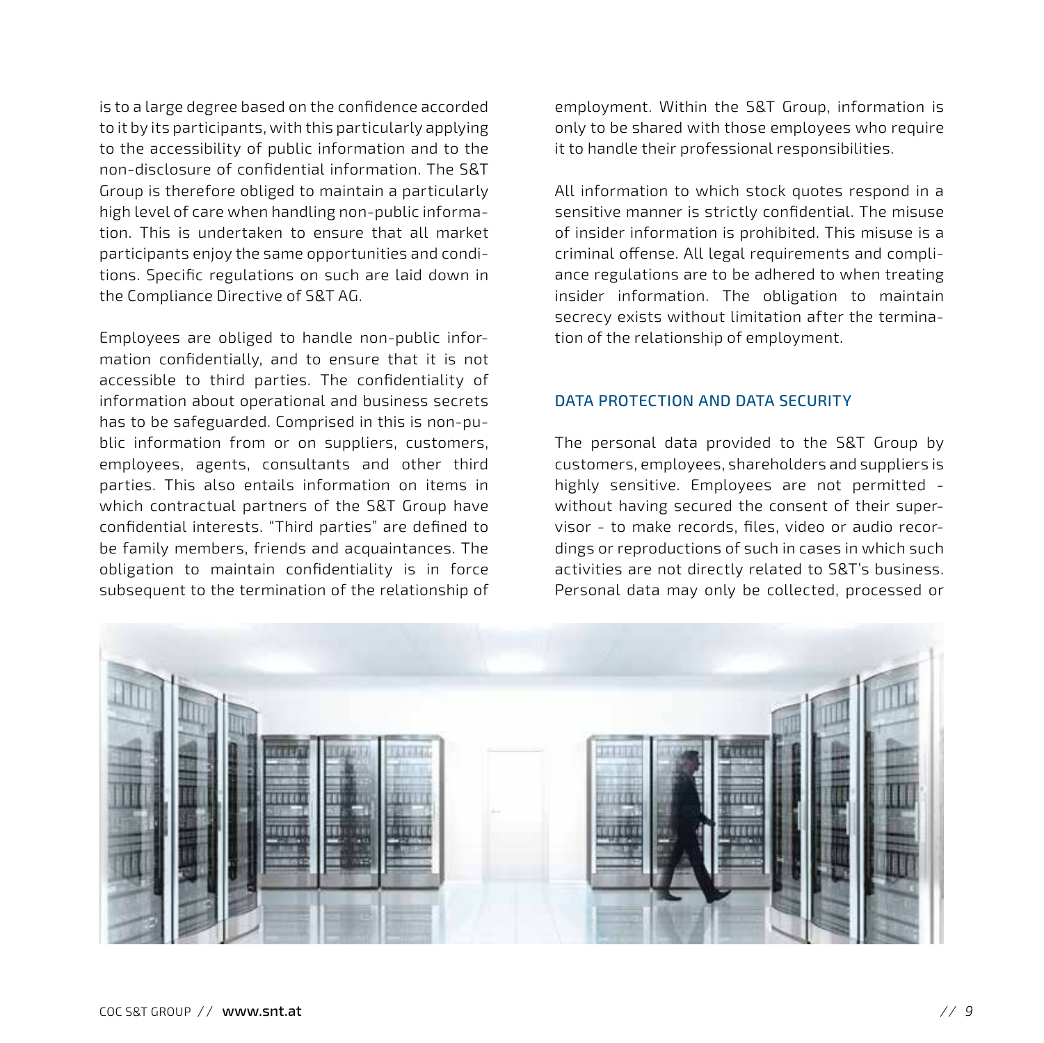is to a large degree based on the confidence accorded to it by its participants, with this particularly applying to the accessibility of public information and to the non-disclosure of confidential information. The S&T Group is therefore obliged to maintain a particularly high level of care when handling non-public information. This is undertaken to ensure that all market participants enjoy the same opportunities and conditions. Specific regulations on such are laid down in the Compliance Directive of S&T AG.

Employees are obliged to handle non-public information confidentially, and to ensure that it is not accessible to third parties. The confidentiality of information about operational and business secrets has to be safeguarded. Comprised in this is non-public information from or on suppliers, customers, employees, agents, consultants and other third parties. This also entails information on items in which contractual partners of the S&T Group have confidential interests. "Third parties" are defined to be family members, friends and acquaintances. The obligation to maintain confidentiality is in force subsequent to the termination of the relationship of employment. Within the S&T Group, information is only to be shared with those employees who require it to handle their professional responsibilities.

All information to which stock quotes respond in a sensitive manner is strictly confidential. The misuse of insider information is prohibited. This misuse is a criminal offense. All legal requirements and compliance regulations are to be adhered to when treating insider information. The obligation to maintain secrecy exists without limitation after the termination of the relationship of employment.

## DATA PROTECTION AND DATA SECURITY

The personal data provided to the S&T Group by customers, employees, shareholders and suppliers is highly sensitive. Employees are not permitted - without having secured the consent of their supervisor - to make records, files, video or audio recordings or reproductions of such in cases in which such activities are not directly related to S&T's business. Personal data may only be collected, processed or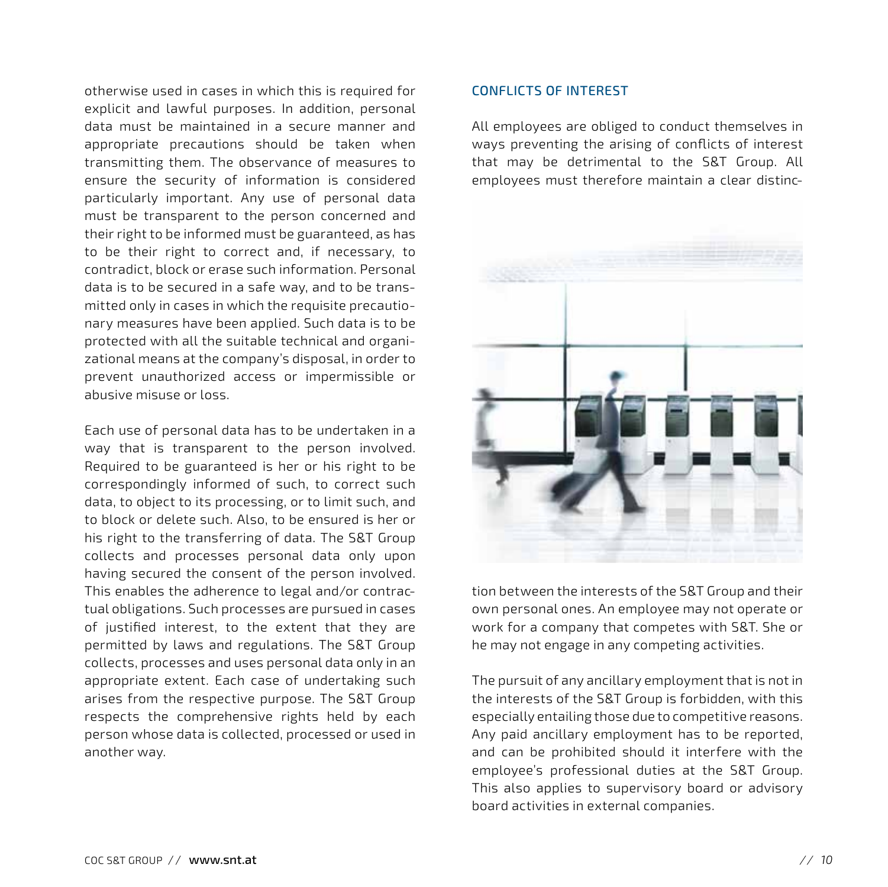otherwise used in cases in which this is required for explicit and lawful purposes. In addition, personal data must be maintained in a secure manner and appropriate precautions should be taken when transmitting them. The observance of measures to ensure the security of information is considered particularly important. Any use of personal data must be transparent to the person concerned and their right to be informed must be guaranteed, as has to be their right to correct and, if necessary, to contradict, block or erase such information. Personal data is to be secured in a safe way, and to be transmitted only in cases in which the requisite precautionary measures have been applied. Such data is to be protected with all the suitable technical and organizational means at the company's disposal, in order to prevent unauthorized access or impermissible or abusive misuse or loss.

Each use of personal data has to be undertaken in a way that is transparent to the person involved. Required to be guaranteed is her or his right to be correspondingly informed of such, to correct such data, to object to its processing, or to limit such, and to block or delete such. Also, to be ensured is her or his right to the transferring of data. The S&T Group collects and processes personal data only upon having secured the consent of the person involved. This enables the adherence to legal and/or contractual obligations. Such processes are pursued in cases of justified interest, to the extent that they are permitted by laws and regulations. The S&T Group collects, processes and uses personal data only in an appropriate extent. Each case of undertaking such arises from the respective purpose. The S&T Group respects the comprehensive rights held by each person whose data is collected, processed or used in another way.

## CONFLICTS OF INTEREST

All employees are obliged to conduct themselves in ways preventing the arising of conflicts of interest that may be detrimental to the S&T Group. All employees must therefore maintain a clear distinction between the interests of the S&T Group and their own personal ones. An employee may not operate or work for a company that competes with S&T. She or he may not engage in any competing activities.

The pursuit of any ancillary employment that is not in the interests of the S&T Group is forbidden, with this especially entailing those due to competitive reasons. Any paid ancillary employment has to be reported, and can be prohibited should it interfere with the employee's professional duties at the S&T Group. This also applies to supervisory board or advisory board activities in external companies.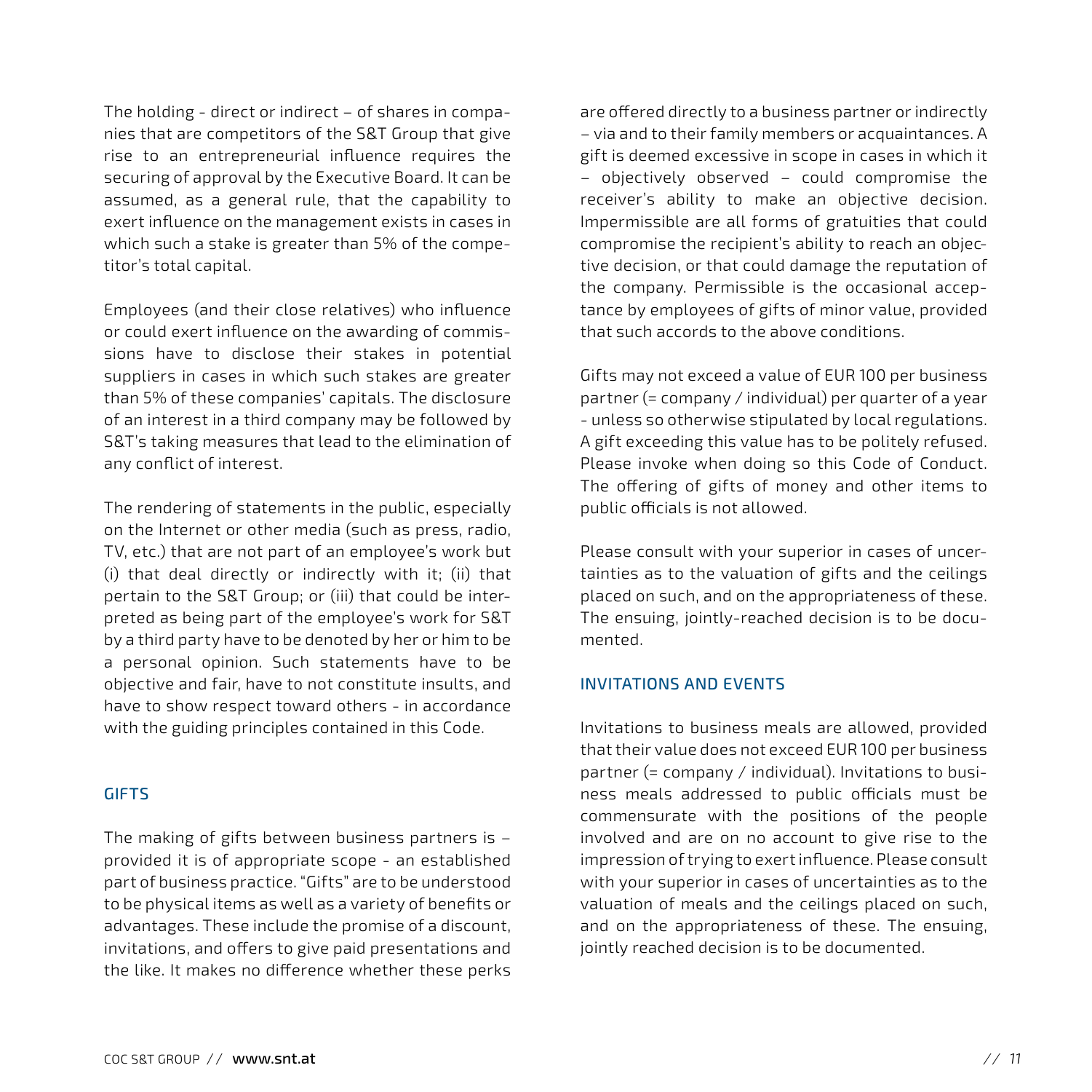The holding - direct or indirect – of shares in companies that are competitors of the S&T Group that give rise to an entrepreneurial influence requires the securing of approval by the Executive Board. It can be assumed, as a general rule, that the capability to exert influence on the management exists in cases in which such a stake is greater than 5% of the competitor's total capital.

Employees (and their close relatives) who influence or could exert influence on the awarding of commissions have to disclose their stakes in potential suppliers in cases in which such stakes are greater than 5% of these companies' capitals. The disclosure of an interest in a third company may be followed by S&T's taking measures that lead to the elimination of any conflict of interest.

The rendering of statements in the public, especially on the Internet or other media (such as press, radio, TV, etc.) that are not part of an employee's work but (i) that deal directly or indirectly with it; (ii) that pertain to the S&T Group; or (iii) that could be interpreted as being part of the employee's work for S&T by a third party have to be denoted by her or him to be a personal opinion. Such statements have to be objective and fair, have to not constitute insults, and have to show respect toward others - in accordance with the guiding principles contained in this Code.

## GIFTS

The making of gifts between business partners is – provided it is of appropriate scope - an established part of business practice. "Gifts" are to be understood to be physical items as well as a variety of benefits or advantages. These include the promise of a discount, invitations, and offers to give paid presentations and the like. It makes no difference whether these perks are offered directly to a business partner or indirectly – via and to their family members or acquaintances. A gift is deemed excessive in scope in cases in which it – objectively observed – could compromise the receiver's ability to make an objective decision. Impermissible are all forms of gratuities that could compromise the recipient's ability to reach an objective decision, or that could damage the reputation of the company. Permissible is the occasional acceptance by employees of gifts of minor value, provided that such accords to the above conditions.

Gifts may not exceed a value of EUR 100 per business partner (= company / individual) per quarter of a year - unless so otherwise stipulated by local regulations. A gift exceeding this value has to be politely refused. Please invoke when doing so this Code of Conduct. The offering of gifts of money and other items to public officials is not allowed.

Please consult with your superior in cases of uncertainties as to the valuation of gifts and the ceilings placed on such, and on the appropriateness of these. The ensuing, jointly-reached decision is to be documented.

## INVITATIONS AND EVENTS

Invitations to business meals are allowed, provided that their value does not exceed EUR 100 per business partner (= company / individual). Invitations to business meals addressed to public officials must be commensurate with the positions of the people involved and are on no account to give rise to the impression of trying to exert influence. Please consult with your superior in cases of uncertainties as to the valuation of meals and the ceilings placed on such, and on the appropriateness of these. The ensuing, jointly reached decision is to be documented.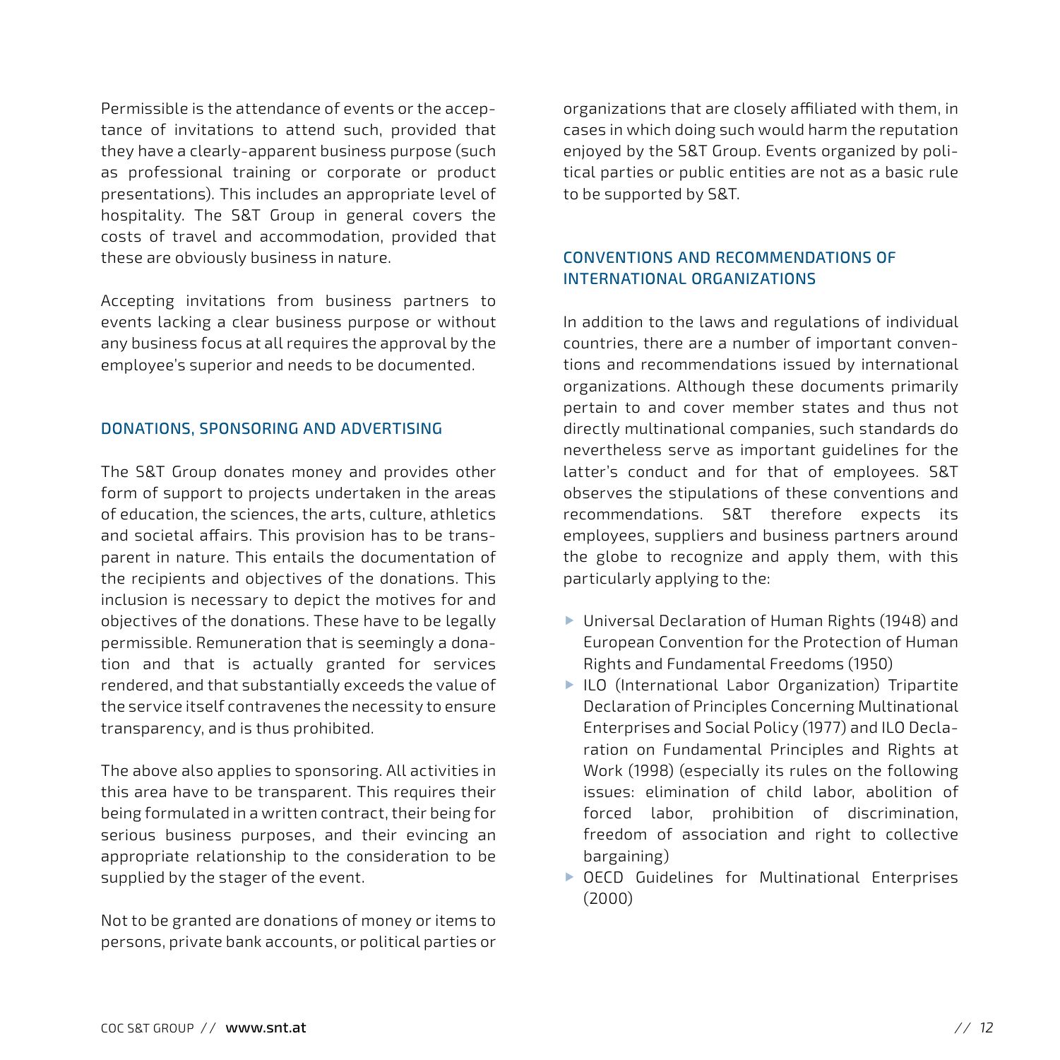Permissible is the attendance of events or the acceptance of invitations to attend such, provided that they have a clearly-apparent business purpose (such as professional training or corporate or product presentations). This includes an appropriate level of hospitality. The S&T Group in general covers the costs of travel and accommodation, provided that these are obviously business in nature.

Accepting invitations from business partners to events lacking a clear business purpose or without any business focus at all requires the approval by the employee's superior and needs to be documented.

## DONATIONS, SPONSORING AND ADVERTISING

The S&T Group donates money and provides other form of support to projects undertaken in the areas of education, the sciences, the arts, culture, athletics and societal affairs. This provision has to be transparent in nature. This entails the documentation of the recipients and objectives of the donations. This inclusion is necessary to depict the motives for and objectives of the donations. These have to be legally permissible. Remuneration that is seemingly a donation and that is actually granted for services rendered, and that substantially exceeds the value of the service itself contravenes the necessity to ensure transparency, and is thus prohibited.

The above also applies to sponsoring. All activities in this area have to be transparent. This requires their being formulated in a written contract, their being for serious business purposes, and their evincing an appropriate relationship to the consideration to be supplied by the stager of the event.

Not to be granted are donations of money or items to persons, private bank accounts, or political parties or organizations that are closely affiliated with them, in cases in which doing such would harm the reputation enjoyed by the S&T Group. Events organized by political parties or public entities are not as a basic rule to be supported by S&T.

## CONVENTIONS AND RECOMMENDATIONS OF INTERNATIONAL ORGANIZATIONS

In addition to the laws and regulations of individual countries, there are a number of important conventions and recommendations issued by international organizations. Although these documents primarily pertain to and cover member states and thus not directly multinational companies, such standards do nevertheless serve as important guidelines for the latter's conduct and for that of employees. S&T observes the stipulations of these conventions and recommendations. S&T therefore expects its employees, suppliers and business partners around the globe to recognize and apply them, with this particularly applying to the:

- Universal Declaration of Human Rights (1948) and European Convention for the Protection of Human Rights and Fundamental Freedoms (1950)
- ILO (International Labor Organization) Tripartite Declaration of Principles Concerning Multinational Enterprises and Social Policy (1977) and ILO Declaration on Fundamental Principles and Rights at Work (1998) (especially its rules on the following issues: elimination of child labor, abolition of forced labor, prohibition of discrimination, freedom of association and right to collective bargaining)
- OECD Guidelines for Multinational Enterprises (2000)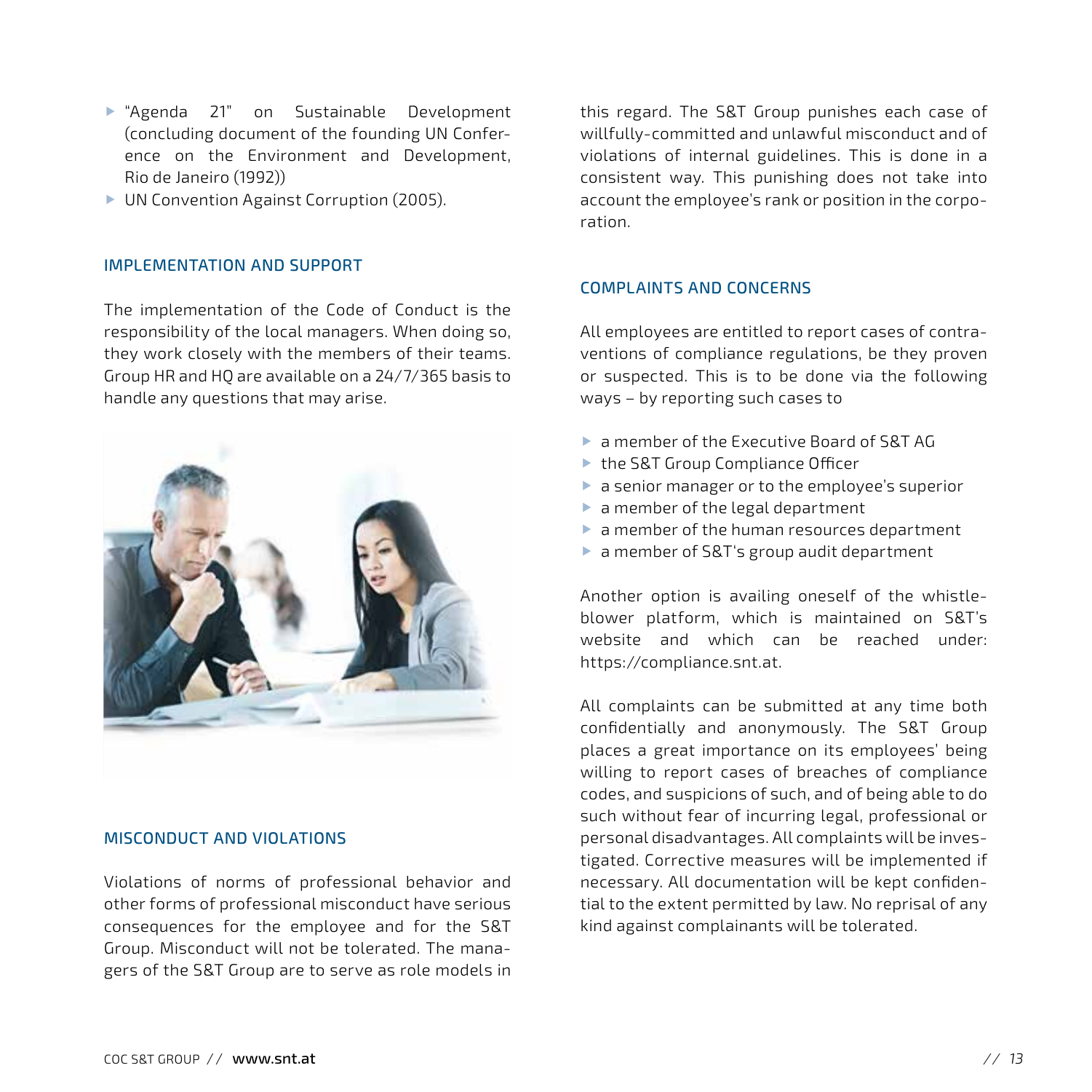- "Agenda 21" on Sustainable Development (concluding document of the founding UN Conference on the Environment and Development, Rio de Janeiro (1992))
- UN Convention Against Corruption (2005).

## IMPLEMENTATION AND SUPPORT

The implementation of the Code of Conduct is the responsibility of the local managers. When doing so, they work closely with the members of their teams. Group HR and HQ are available on a 24/7/365 basis to handle any questions that may arise.

## MISCONDUCT AND VIOLATIONS

Violations of norms of professional behavior and other forms of professional misconduct have serious consequences for the employee and for the S&T Group. Misconduct will not be tolerated. The managers of the S&T Group are to serve as role models in this regard. The S&T Group punishes each case of willfully-committed and unlawful misconduct and of violations of internal guidelines. This is done in a consistent way. This punishing does not take into account the employee's rank or position in the corporation.

## COMPLAINTS AND CONCERNS

All employees are entitled to report cases of contraventions of compliance regulations, be they proven or suspected. This is to be done via the following ways – by reporting such cases to

- a member of the Executive Board of S&T AG
- the S&T Group Compliance Officer
- a senior manager or to the employee's superior
- a member of the legal department
- a member of the human resources department
- a member of S&T's group audit department

Another option is availing oneself of the whistleblower platform, which is maintained on S&T's website and which can be reached under: https://compliance.snt.at.

All complaints can be submitted at any time both confidentially and anonymously. The S&T Group places a great importance on its employees' being willing to report cases of breaches of compliance codes, and suspicions of such, and of being able to do such without fear of incurring legal, professional or personal disadvantages. All complaints will be investigated. Corrective measures will be implemented if necessary. All documentation will be kept confidential to the extent permitted by law. No reprisal of any kind against complainants will be tolerated.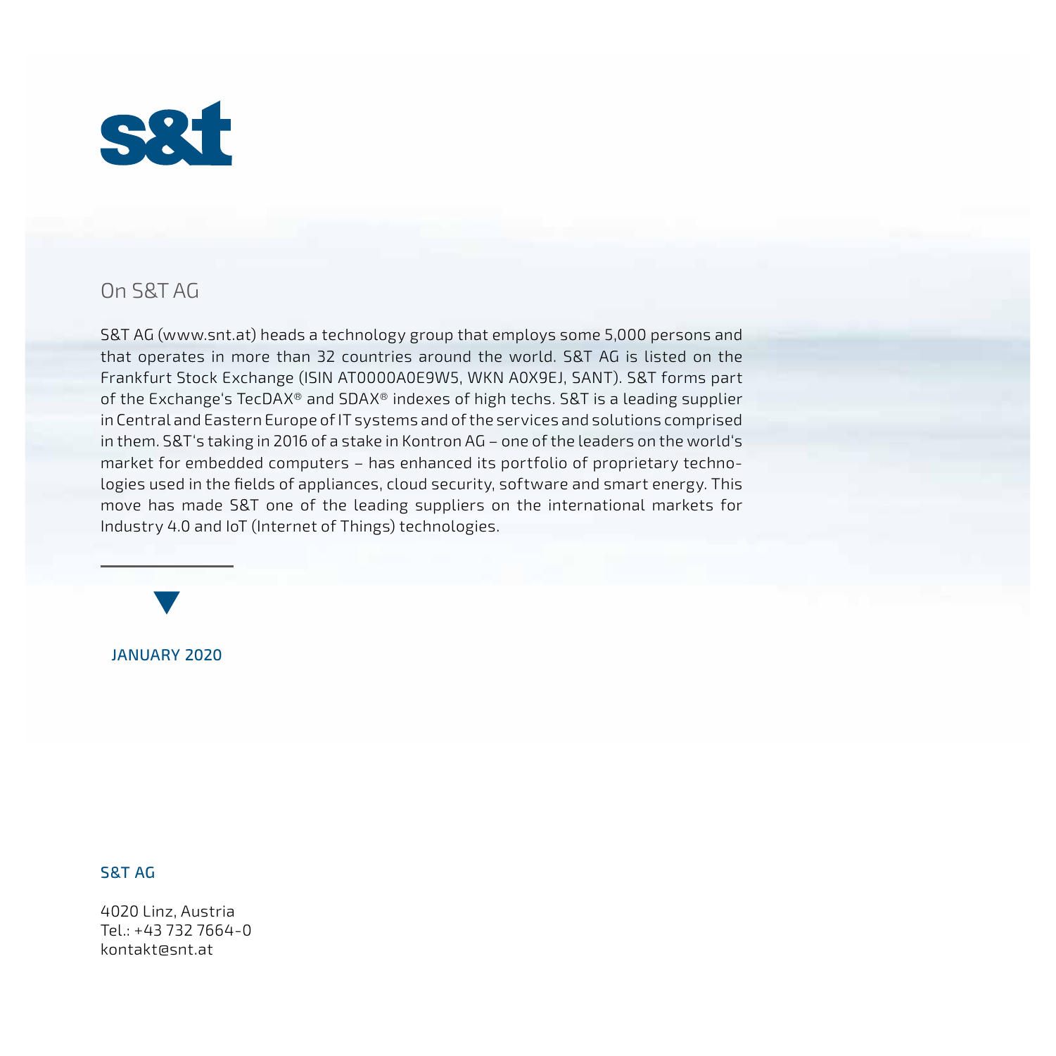s&t

## On S&T AG

S&T AG (www.snt.at) heads a technology group that employs some 5,000 persons and that operates in more than 32 countries around the world. S&T AG is listed on the Frankfurt Stock Exchange (ISIN AT0000A0E9W5, WKN A0X9EJ, SANT). S&T forms part of the Exchange's TecDAX® and SDAX® indexes of high techs. S&T is a leading supplier in Central and Eastern Europe of IT systems and of the services and solutions comprised in them. S&T's taking in 2016 of a stake in Kontron AG – one of the leaders on the world's market for embedded computers – has enhanced its portfolio of proprietary technologies used in the fields of appliances, cloud security, software and smart energy. This move has made S&T one of the leading suppliers on the international markets for Industry 4.0 and IoT (Internet of Things) technologies.

JANUARY 2020

**S&T AG**

4020 Linz, Austria
Tel.: +43 732 7664-0
kontakt@snt.at